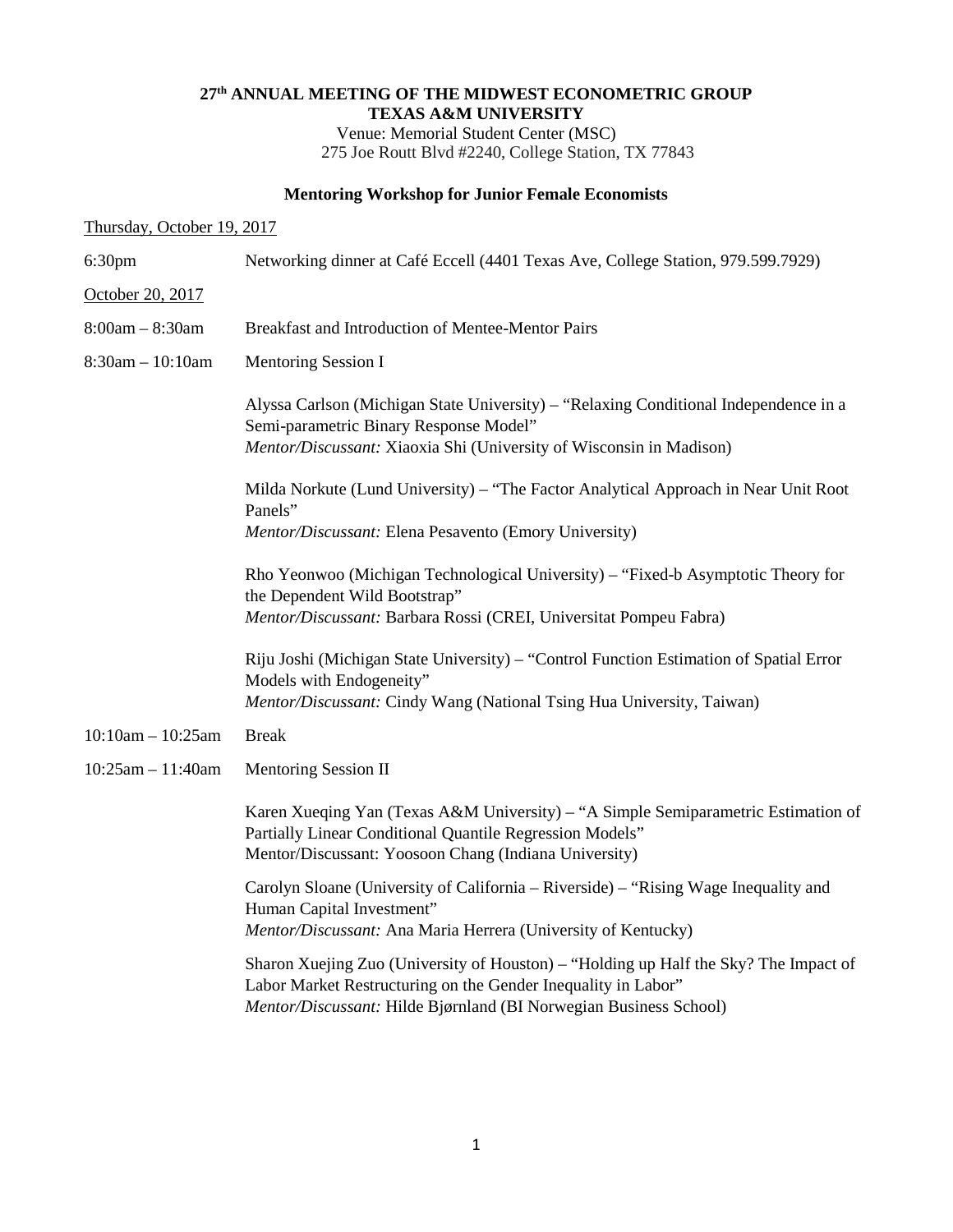**27th ANNUAL MEETING OF THE MIDWEST ECONOMETRIC GROUP**
**TEXAS A&M UNIVERSITY**

Venue: Memorial Student Center (MSC)
275 Joe Routt Blvd #2240, College Station, TX 77843

## Mentoring Workshop for Junior Female Economists

Thursday, October 19, 2017

6:30pm — Networking dinner at Café Eccell (4401 Texas Ave, College Station, 979.599.7929)

October 20, 2017

8:00am – 8:30am — Breakfast and Introduction of Mentee-Mentor Pairs

8:30am – 10:10am — Mentoring Session I

Alyssa Carlson (Michigan State University) – "Relaxing Conditional Independence in a Semi-parametric Binary Response Model"
*Mentor/Discussant:* Xiaoxia Shi (University of Wisconsin in Madison)

Milda Norkute (Lund University) – "The Factor Analytical Approach in Near Unit Root Panels"
*Mentor/Discussant:* Elena Pesavento (Emory University)

Rho Yeonwoo (Michigan Technological University) – "Fixed-b Asymptotic Theory for the Dependent Wild Bootstrap"
*Mentor/Discussant:* Barbara Rossi (CREI, Universitat Pompeu Fabra)

Riju Joshi (Michigan State University) – "Control Function Estimation of Spatial Error Models with Endogeneity"
*Mentor/Discussant:* Cindy Wang (National Tsing Hua University, Taiwan)

10:10am – 10:25am — Break

10:25am – 11:40am — Mentoring Session II

Karen Xueqing Yan (Texas A&M University) – "A Simple Semiparametric Estimation of Partially Linear Conditional Quantile Regression Models"
Mentor/Discussant: Yoosoon Chang (Indiana University)

Carolyn Sloane (University of California – Riverside) – "Rising Wage Inequality and Human Capital Investment"
*Mentor/Discussant:* Ana Maria Herrera (University of Kentucky)

Sharon Xuejing Zuo (University of Houston) – "Holding up Half the Sky? The Impact of Labor Market Restructuring on the Gender Inequality in Labor"
*Mentor/Discussant:* Hilde Bjørnland (BI Norwegian Business School)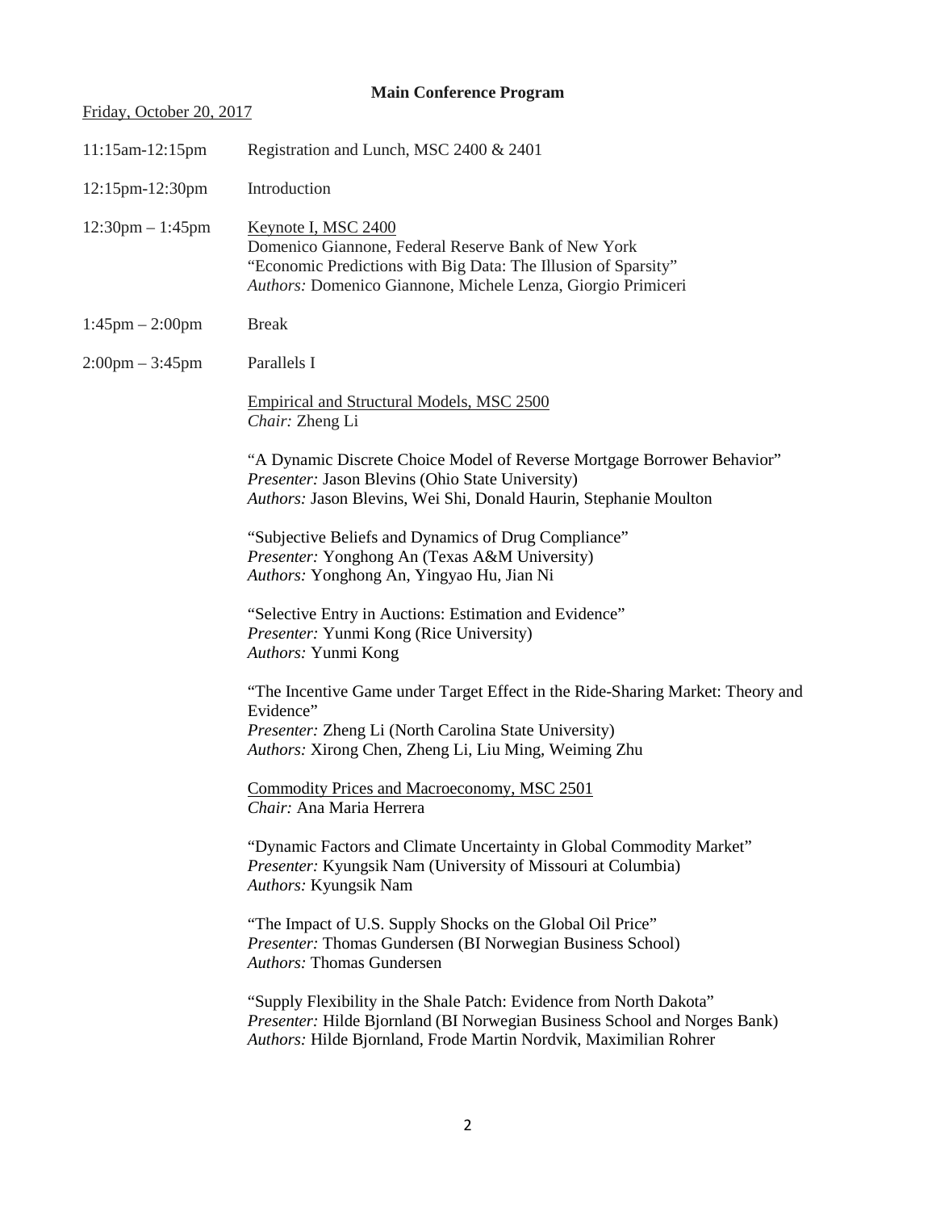**Main Conference Program**

Friday, October 20, 2017

11:15am-12:15pm Registration and Lunch, MSC 2400 & 2401

12:15pm-12:30pm Introduction

12:30pm – 1:45pm Keynote I, MSC 2400
Domenico Giannone, Federal Reserve Bank of New York
"Economic Predictions with Big Data: The Illusion of Sparsity"
*Authors:* Domenico Giannone, Michele Lenza, Giorgio Primiceri

1:45pm – 2:00pm Break

2:00pm – 3:45pm Parallels I

Empirical and Structural Models, MSC 2500
*Chair:* Zheng Li

"A Dynamic Discrete Choice Model of Reverse Mortgage Borrower Behavior"
*Presenter:* Jason Blevins (Ohio State University)
*Authors:* Jason Blevins, Wei Shi, Donald Haurin, Stephanie Moulton

"Subjective Beliefs and Dynamics of Drug Compliance"
*Presenter:* Yonghong An (Texas A&M University)
*Authors:* Yonghong An, Yingyao Hu, Jian Ni

"Selective Entry in Auctions: Estimation and Evidence"
*Presenter:* Yunmi Kong (Rice University)
*Authors:* Yunmi Kong

"The Incentive Game under Target Effect in the Ride-Sharing Market: Theory and Evidence"
*Presenter:* Zheng Li (North Carolina State University)
*Authors:* Xirong Chen, Zheng Li, Liu Ming, Weiming Zhu

Commodity Prices and Macroeconomy, MSC 2501
*Chair:* Ana Maria Herrera

"Dynamic Factors and Climate Uncertainty in Global Commodity Market"
*Presenter:* Kyungsik Nam (University of Missouri at Columbia)
*Authors:* Kyungsik Nam

"The Impact of U.S. Supply Shocks on the Global Oil Price"
*Presenter:* Thomas Gundersen (BI Norwegian Business School)
*Authors:* Thomas Gundersen

"Supply Flexibility in the Shale Patch: Evidence from North Dakota"
*Presenter:* Hilde Bjornland (BI Norwegian Business School and Norges Bank)
*Authors:* Hilde Bjornland, Frode Martin Nordvik, Maximilian Rohrer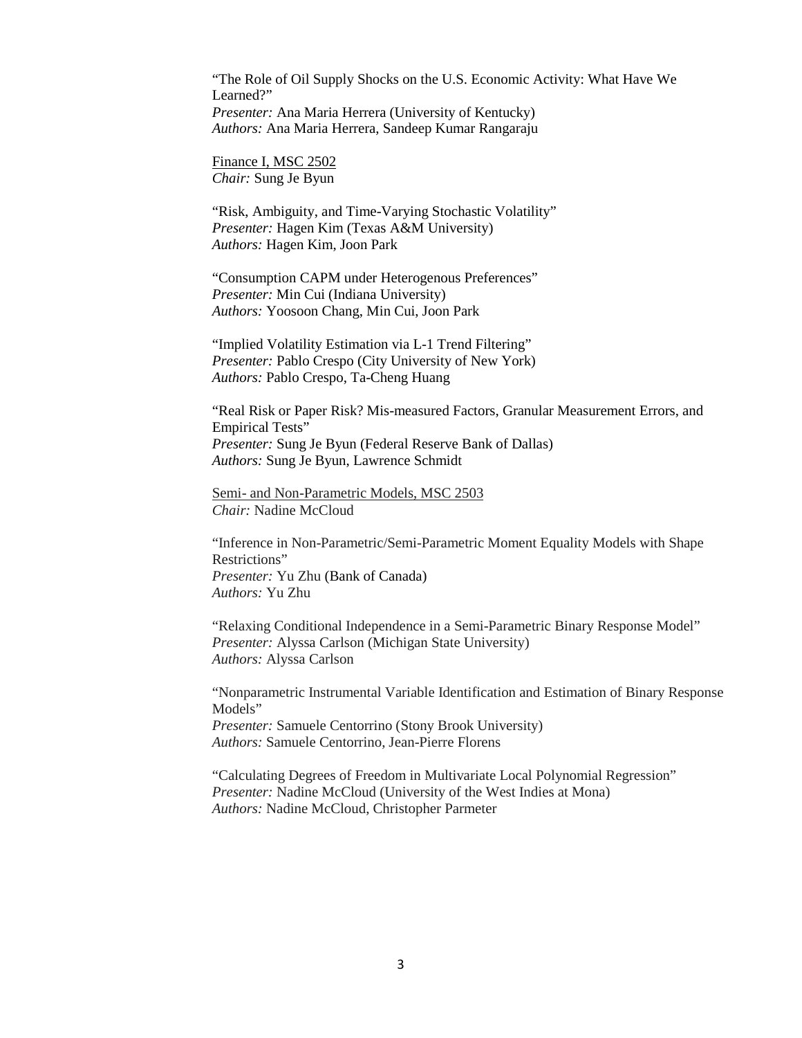"The Role of Oil Supply Shocks on the U.S. Economic Activity: What Have We Learned?"
*Presenter:* Ana Maria Herrera (University of Kentucky)
*Authors:* Ana Maria Herrera, Sandeep Kumar Rangaraju

Finance I, MSC 2502
*Chair:* Sung Je Byun

"Risk, Ambiguity, and Time-Varying Stochastic Volatility"
*Presenter:* Hagen Kim (Texas A&M University)
*Authors:* Hagen Kim, Joon Park

"Consumption CAPM under Heterogenous Preferences"
*Presenter:* Min Cui (Indiana University)
*Authors:* Yoosoon Chang, Min Cui, Joon Park

"Implied Volatility Estimation via L-1 Trend Filtering"
*Presenter:* Pablo Crespo (City University of New York)
*Authors:* Pablo Crespo, Ta-Cheng Huang

"Real Risk or Paper Risk? Mis-measured Factors, Granular Measurement Errors, and Empirical Tests"
*Presenter:* Sung Je Byun (Federal Reserve Bank of Dallas)
*Authors:* Sung Je Byun, Lawrence Schmidt

Semi- and Non-Parametric Models, MSC 2503
*Chair:* Nadine McCloud

"Inference in Non-Parametric/Semi-Parametric Moment Equality Models with Shape Restrictions"
*Presenter:* Yu Zhu (Bank of Canada)
*Authors:* Yu Zhu

"Relaxing Conditional Independence in a Semi-Parametric Binary Response Model"
*Presenter:* Alyssa Carlson (Michigan State University)
*Authors:* Alyssa Carlson

"Nonparametric Instrumental Variable Identification and Estimation of Binary Response Models"
*Presenter:* Samuele Centorrino (Stony Brook University)
*Authors:* Samuele Centorrino, Jean-Pierre Florens

"Calculating Degrees of Freedom in Multivariate Local Polynomial Regression"
*Presenter:* Nadine McCloud (University of the West Indies at Mona)
*Authors:* Nadine McCloud, Christopher Parmeter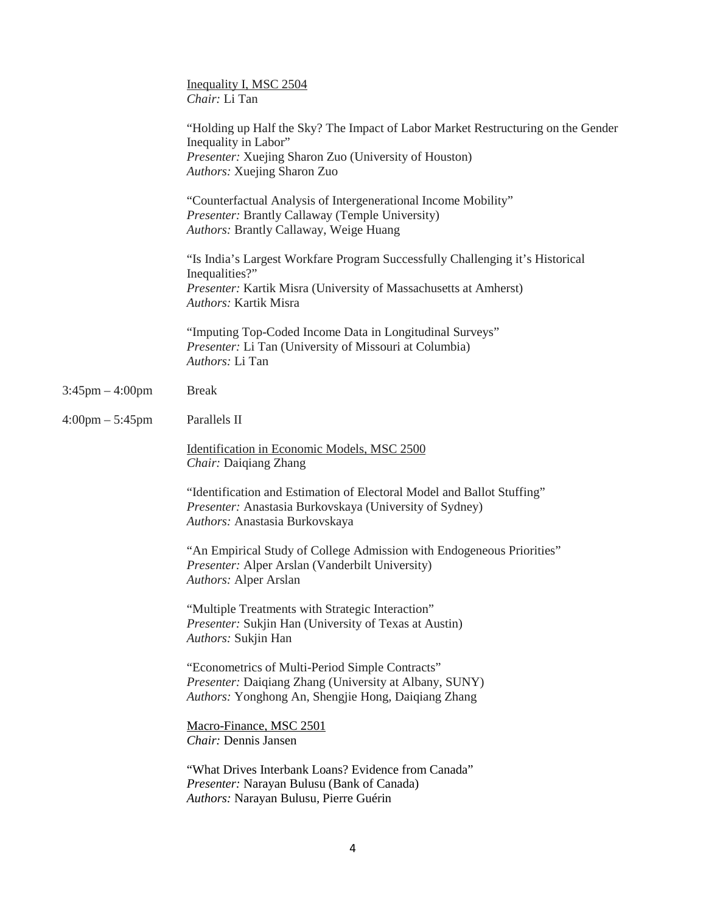Inequality I, MSC 2504
*Chair:* Li Tan

"Holding up Half the Sky? The Impact of Labor Market Restructuring on the Gender Inequality in Labor"
*Presenter:* Xuejing Sharon Zuo (University of Houston)
*Authors:* Xuejing Sharon Zuo

"Counterfactual Analysis of Intergenerational Income Mobility"
*Presenter:* Brantly Callaway (Temple University)
*Authors:* Brantly Callaway, Weige Huang

"Is India's Largest Workfare Program Successfully Challenging it's Historical Inequalities?"
*Presenter:* Kartik Misra (University of Massachusetts at Amherst)
*Authors:* Kartik Misra

"Imputing Top-Coded Income Data in Longitudinal Surveys"
*Presenter:* Li Tan (University of Missouri at Columbia)
*Authors:* Li Tan

3:45pm – 4:00pm Break

4:00pm – 5:45pm Parallels II

Identification in Economic Models, MSC 2500
*Chair:* Daiqiang Zhang

"Identification and Estimation of Electoral Model and Ballot Stuffing"
*Presenter:* Anastasia Burkovskaya (University of Sydney)
*Authors:* Anastasia Burkovskaya

"An Empirical Study of College Admission with Endogeneous Priorities"
*Presenter:* Alper Arslan (Vanderbilt University)
*Authors:* Alper Arslan

"Multiple Treatments with Strategic Interaction"
*Presenter:* Sukjin Han (University of Texas at Austin)
*Authors:* Sukjin Han

"Econometrics of Multi-Period Simple Contracts"
*Presenter:* Daiqiang Zhang (University at Albany, SUNY)
*Authors:* Yonghong An, Shengjie Hong, Daiqiang Zhang

Macro-Finance, MSC 2501
*Chair:* Dennis Jansen

"What Drives Interbank Loans? Evidence from Canada"
*Presenter:* Narayan Bulusu (Bank of Canada)
*Authors:* Narayan Bulusu, Pierre Guérin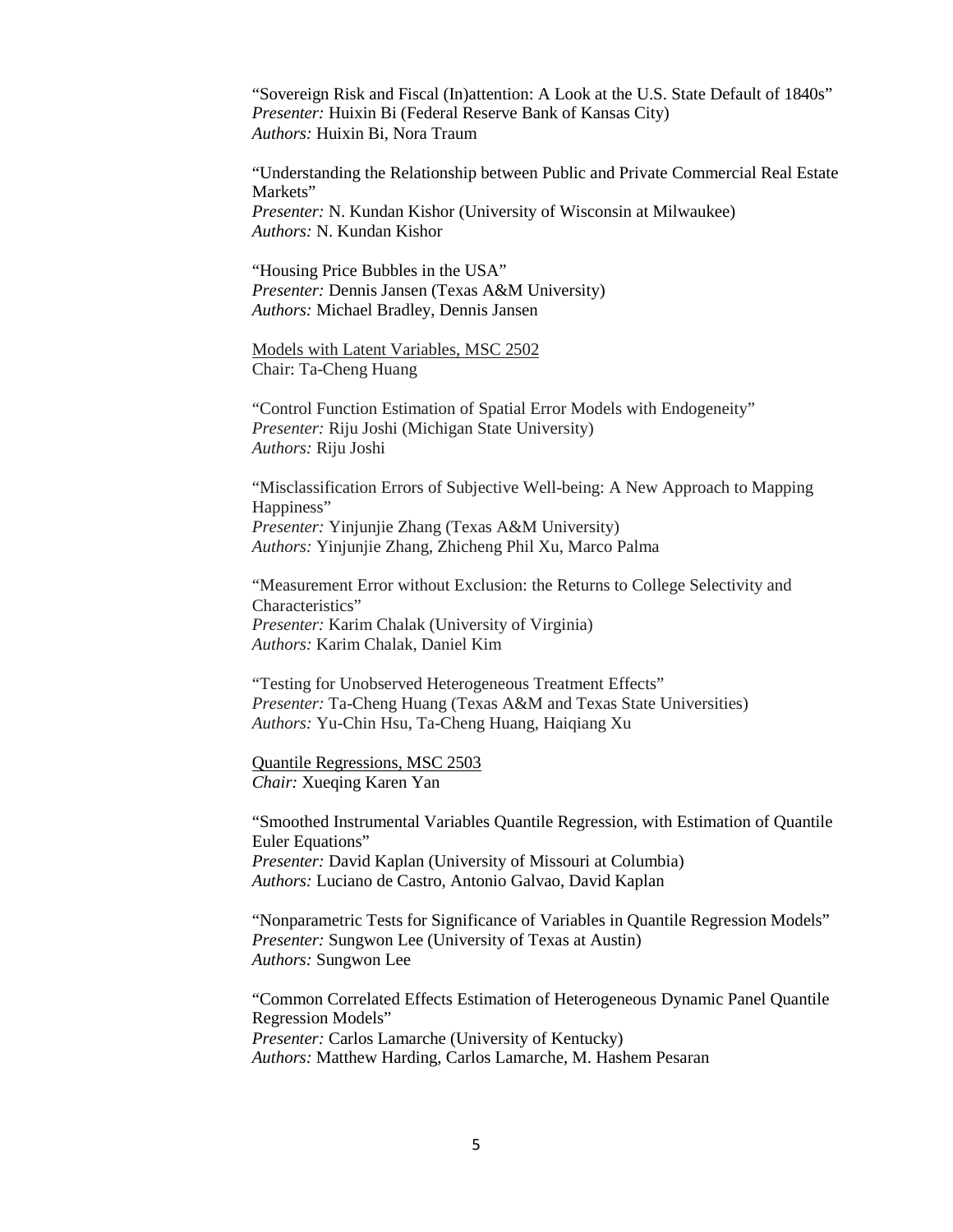"Sovereign Risk and Fiscal (In)attention: A Look at the U.S. State Default of 1840s"
*Presenter:* Huixin Bi (Federal Reserve Bank of Kansas City)
*Authors:* Huixin Bi, Nora Traum

"Understanding the Relationship between Public and Private Commercial Real Estate Markets"
*Presenter:* N. Kundan Kishor (University of Wisconsin at Milwaukee)
*Authors:* N. Kundan Kishor

"Housing Price Bubbles in the USA"
*Presenter:* Dennis Jansen (Texas A&M University)
*Authors:* Michael Bradley, Dennis Jansen

<u>Models with Latent Variables, MSC 2502</u>
Chair: Ta-Cheng Huang

"Control Function Estimation of Spatial Error Models with Endogeneity"
*Presenter:* Riju Joshi (Michigan State University)
*Authors:* Riju Joshi

"Misclassification Errors of Subjective Well-being: A New Approach to Mapping Happiness"
*Presenter:* Yinjunjie Zhang (Texas A&M University)
*Authors:* Yinjunjie Zhang, Zhicheng Phil Xu, Marco Palma

"Measurement Error without Exclusion: the Returns to College Selectivity and Characteristics"
*Presenter:* Karim Chalak (University of Virginia)
*Authors:* Karim Chalak, Daniel Kim

"Testing for Unobserved Heterogeneous Treatment Effects"
*Presenter:* Ta-Cheng Huang (Texas A&M and Texas State Universities)
*Authors:* Yu-Chin Hsu, Ta-Cheng Huang, Haiqiang Xu

<u>Quantile Regressions, MSC 2503</u>
*Chair:* Xueqing Karen Yan

"Smoothed Instrumental Variables Quantile Regression, with Estimation of Quantile Euler Equations"
*Presenter:* David Kaplan (University of Missouri at Columbia)
*Authors:* Luciano de Castro, Antonio Galvao, David Kaplan

"Nonparametric Tests for Significance of Variables in Quantile Regression Models"
*Presenter:* Sungwon Lee (University of Texas at Austin)
*Authors:* Sungwon Lee

"Common Correlated Effects Estimation of Heterogeneous Dynamic Panel Quantile Regression Models"
*Presenter:* Carlos Lamarche (University of Kentucky)
*Authors:* Matthew Harding, Carlos Lamarche, M. Hashem Pesaran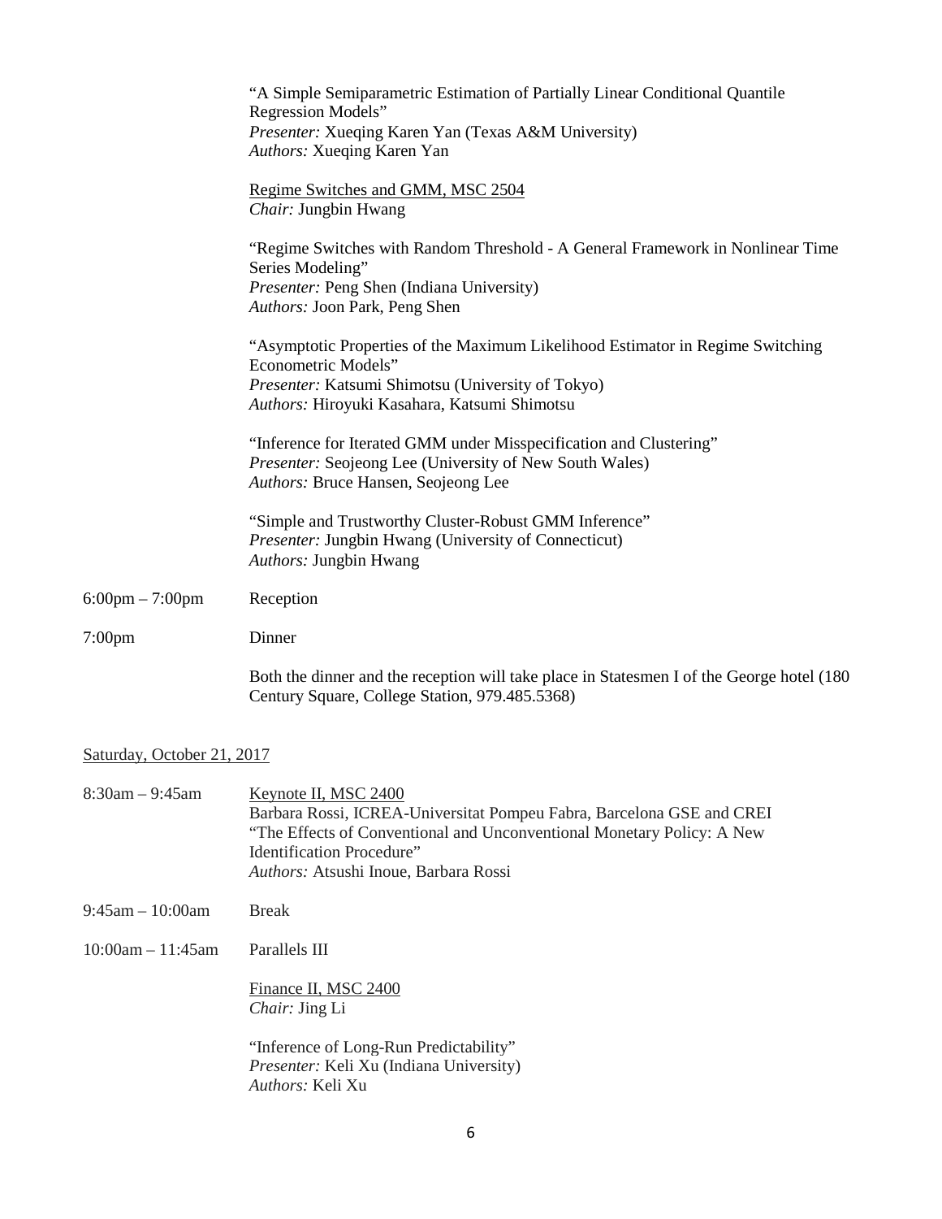"A Simple Semiparametric Estimation of Partially Linear Conditional Quantile Regression Models"
*Presenter:* Xueqing Karen Yan (Texas A&M University)
*Authors:* Xueqing Karen Yan

Regime Switches and GMM, MSC 2504
*Chair:* Jungbin Hwang

"Regime Switches with Random Threshold - A General Framework in Nonlinear Time Series Modeling"
*Presenter:* Peng Shen (Indiana University)
*Authors:* Joon Park, Peng Shen

"Asymptotic Properties of the Maximum Likelihood Estimator in Regime Switching Econometric Models"
*Presenter:* Katsumi Shimotsu (University of Tokyo)
*Authors:* Hiroyuki Kasahara, Katsumi Shimotsu

"Inference for Iterated GMM under Misspecification and Clustering"
*Presenter:* Seojeong Lee (University of New South Wales)
*Authors:* Bruce Hansen, Seojeong Lee

"Simple and Trustworthy Cluster-Robust GMM Inference"
*Presenter:* Jungbin Hwang (University of Connecticut)
*Authors:* Jungbin Hwang

6:00pm – 7:00pm Reception

7:00pm Dinner

Both the dinner and the reception will take place in Statesmen I of the George hotel (180 Century Square, College Station, 979.485.5368)

## Saturday, October 21, 2017

8:30am – 9:45am Keynote II, MSC 2400
Barbara Rossi, ICREA-Universitat Pompeu Fabra, Barcelona GSE and CREI
"The Effects of Conventional and Unconventional Monetary Policy: A New Identification Procedure"
*Authors:* Atsushi Inoue, Barbara Rossi

9:45am – 10:00am Break

10:00am – 11:45am Parallels III

Finance II, MSC 2400
*Chair:* Jing Li

"Inference of Long-Run Predictability"
*Presenter:* Keli Xu (Indiana University)
*Authors:* Keli Xu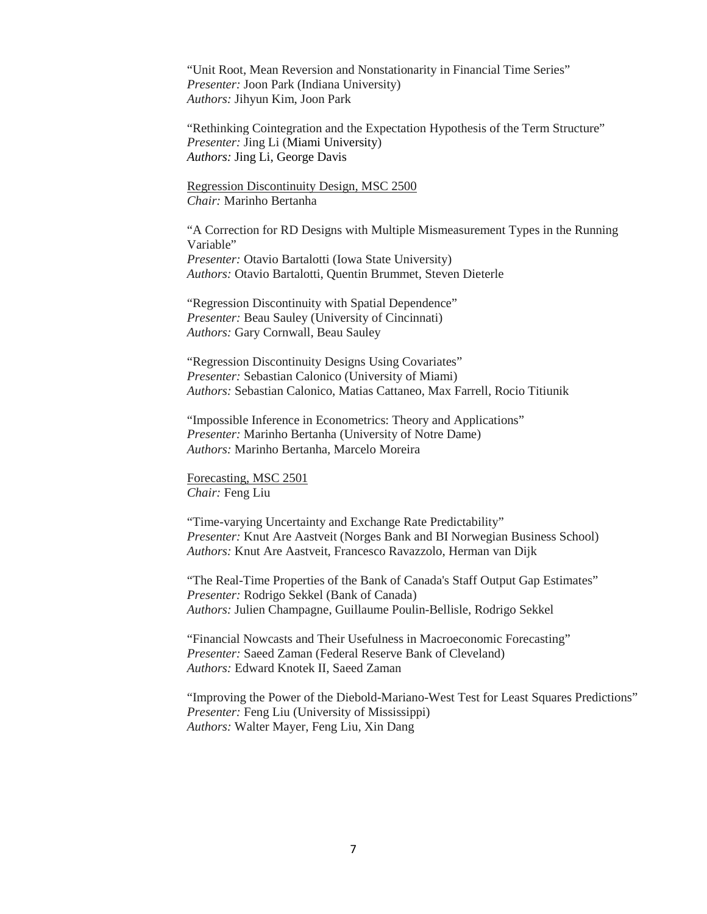"Unit Root, Mean Reversion and Nonstationarity in Financial Time Series"
*Presenter:* Joon Park (Indiana University)
*Authors:* Jihyun Kim, Joon Park

"Rethinking Cointegration and the Expectation Hypothesis of the Term Structure"
*Presenter:* Jing Li (Miami University)
*Authors:* Jing Li, George Davis

<u>Regression Discontinuity Design, MSC 2500</u>
*Chair:* Marinho Bertanha

"A Correction for RD Designs with Multiple Mismeasurement Types in the Running Variable"
*Presenter:* Otavio Bartalotti (Iowa State University)
*Authors:* Otavio Bartalotti, Quentin Brummet, Steven Dieterle

"Regression Discontinuity with Spatial Dependence"
*Presenter:* Beau Sauley (University of Cincinnati)
*Authors:* Gary Cornwall, Beau Sauley

"Regression Discontinuity Designs Using Covariates"
*Presenter:* Sebastian Calonico (University of Miami)
*Authors:* Sebastian Calonico, Matias Cattaneo, Max Farrell, Rocio Titiunik

"Impossible Inference in Econometrics: Theory and Applications"
*Presenter:* Marinho Bertanha (University of Notre Dame)
*Authors:* Marinho Bertanha, Marcelo Moreira

<u>Forecasting, MSC 2501</u>
*Chair:* Feng Liu

"Time-varying Uncertainty and Exchange Rate Predictability"
*Presenter:* Knut Are Aastveit (Norges Bank and BI Norwegian Business School)
*Authors:* Knut Are Aastveit, Francesco Ravazzolo, Herman van Dijk

"The Real-Time Properties of the Bank of Canada's Staff Output Gap Estimates"
*Presenter:* Rodrigo Sekkel (Bank of Canada)
*Authors:* Julien Champagne, Guillaume Poulin-Bellisle, Rodrigo Sekkel

"Financial Nowcasts and Their Usefulness in Macroeconomic Forecasting"
*Presenter:* Saeed Zaman (Federal Reserve Bank of Cleveland)
*Authors:* Edward Knotek II, Saeed Zaman

"Improving the Power of the Diebold-Mariano-West Test for Least Squares Predictions"
*Presenter:* Feng Liu (University of Mississippi)
*Authors:* Walter Mayer, Feng Liu, Xin Dang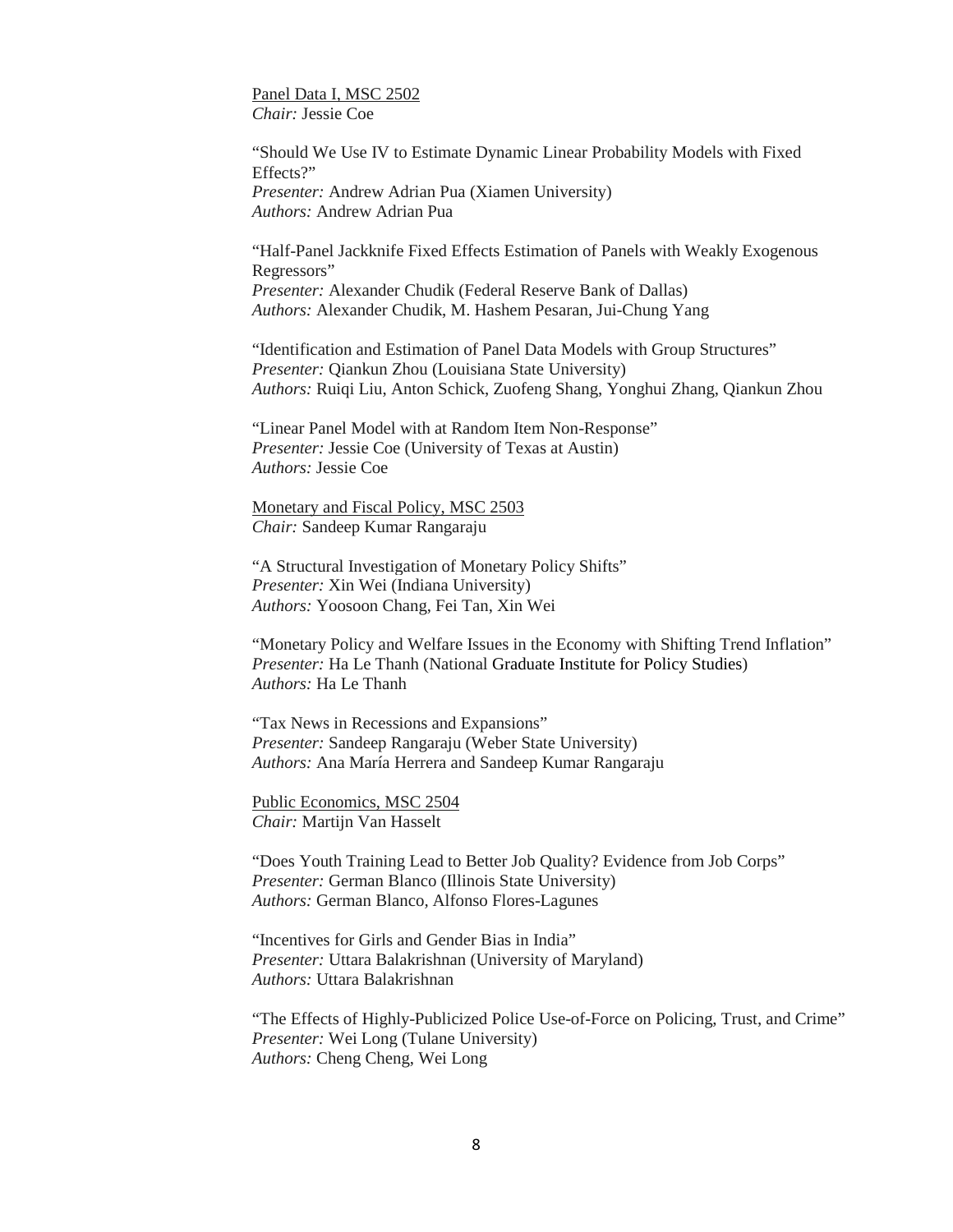Panel Data I, MSC 2502
*Chair:* Jessie Coe

"Should We Use IV to Estimate Dynamic Linear Probability Models with Fixed Effects?"
*Presenter:* Andrew Adrian Pua (Xiamen University)
*Authors:* Andrew Adrian Pua

"Half-Panel Jackknife Fixed Effects Estimation of Panels with Weakly Exogenous Regressors"
*Presenter:* Alexander Chudik (Federal Reserve Bank of Dallas)
*Authors:* Alexander Chudik, M. Hashem Pesaran, Jui-Chung Yang

"Identification and Estimation of Panel Data Models with Group Structures"
*Presenter:* Qiankun Zhou (Louisiana State University)
*Authors:* Ruiqi Liu, Anton Schick, Zuofeng Shang, Yonghui Zhang, Qiankun Zhou

"Linear Panel Model with at Random Item Non-Response"
*Presenter:* Jessie Coe (University of Texas at Austin)
*Authors:* Jessie Coe

Monetary and Fiscal Policy, MSC 2503
*Chair:* Sandeep Kumar Rangaraju

"A Structural Investigation of Monetary Policy Shifts"
*Presenter:* Xin Wei (Indiana University)
*Authors:* Yoosoon Chang, Fei Tan, Xin Wei

"Monetary Policy and Welfare Issues in the Economy with Shifting Trend Inflation"
*Presenter:* Ha Le Thanh (National Graduate Institute for Policy Studies)
*Authors:* Ha Le Thanh

"Tax News in Recessions and Expansions"
*Presenter:* Sandeep Rangaraju (Weber State University)
*Authors:* Ana María Herrera and Sandeep Kumar Rangaraju

Public Economics, MSC 2504
*Chair:* Martijn Van Hasselt

"Does Youth Training Lead to Better Job Quality? Evidence from Job Corps"
*Presenter:* German Blanco (Illinois State University)
*Authors:* German Blanco, Alfonso Flores-Lagunes

"Incentives for Girls and Gender Bias in India"
*Presenter:* Uttara Balakrishnan (University of Maryland)
*Authors:* Uttara Balakrishnan

"The Effects of Highly-Publicized Police Use-of-Force on Policing, Trust, and Crime"
*Presenter:* Wei Long (Tulane University)
*Authors:* Cheng Cheng, Wei Long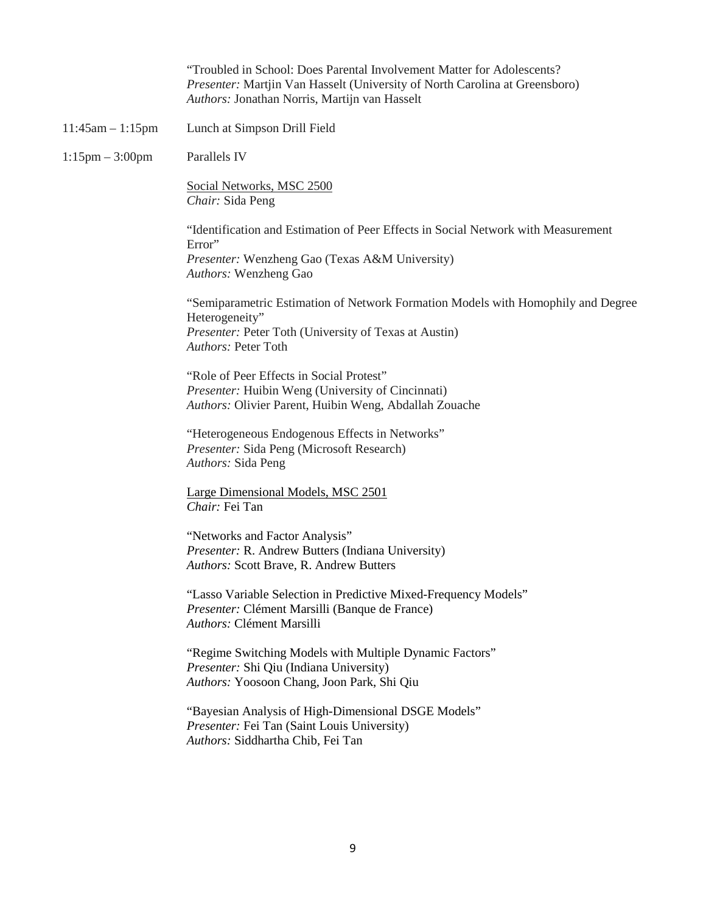"Troubled in School: Does Parental Involvement Matter for Adolescents?
*Presenter:* Martjin Van Hasselt (University of North Carolina at Greensboro)
*Authors:* Jonathan Norris, Martijn van Hasselt

11:45am – 1:15pm Lunch at Simpson Drill Field

1:15pm – 3:00pm Parallels IV

Social Networks, MSC 2500
*Chair:* Sida Peng

"Identification and Estimation of Peer Effects in Social Network with Measurement Error"
*Presenter:* Wenzheng Gao (Texas A&M University)
*Authors:* Wenzheng Gao

"Semiparametric Estimation of Network Formation Models with Homophily and Degree Heterogeneity"
*Presenter:* Peter Toth (University of Texas at Austin)
*Authors:* Peter Toth

"Role of Peer Effects in Social Protest"
*Presenter:* Huibin Weng (University of Cincinnati)
*Authors:* Olivier Parent, Huibin Weng, Abdallah Zouache

"Heterogeneous Endogenous Effects in Networks"
*Presenter:* Sida Peng (Microsoft Research)
*Authors:* Sida Peng

Large Dimensional Models, MSC 2501
*Chair:* Fei Tan

"Networks and Factor Analysis"
*Presenter:* R. Andrew Butters (Indiana University)
*Authors:* Scott Brave, R. Andrew Butters

"Lasso Variable Selection in Predictive Mixed-Frequency Models"
*Presenter:* Clément Marsilli (Banque de France)
*Authors:* Clément Marsilli

"Regime Switching Models with Multiple Dynamic Factors"
*Presenter:* Shi Qiu (Indiana University)
*Authors:* Yoosoon Chang, Joon Park, Shi Qiu

"Bayesian Analysis of High-Dimensional DSGE Models"
*Presenter:* Fei Tan (Saint Louis University)
*Authors:* Siddhartha Chib, Fei Tan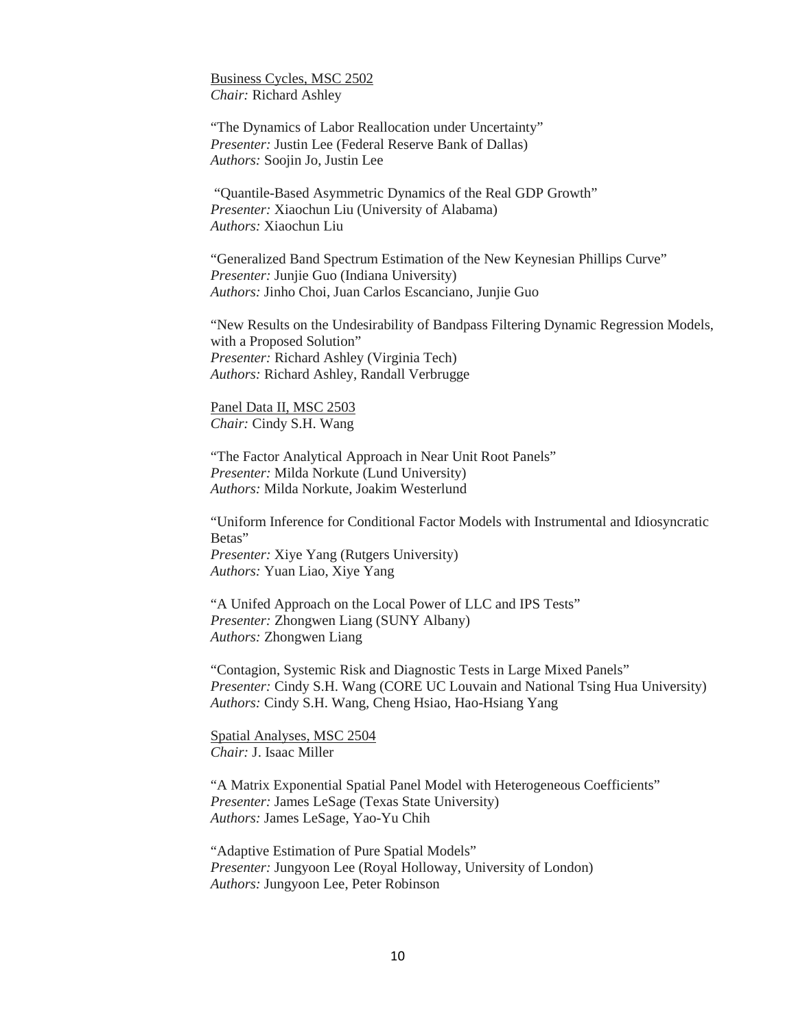<u>Business Cycles, MSC 2502</u>
*Chair:* Richard Ashley

"The Dynamics of Labor Reallocation under Uncertainty"
*Presenter:* Justin Lee (Federal Reserve Bank of Dallas)
*Authors:* Soojin Jo, Justin Lee

"Quantile-Based Asymmetric Dynamics of the Real GDP Growth"
*Presenter:* Xiaochun Liu (University of Alabama)
*Authors:* Xiaochun Liu

"Generalized Band Spectrum Estimation of the New Keynesian Phillips Curve"
*Presenter:* Junjie Guo (Indiana University)
*Authors:* Jinho Choi, Juan Carlos Escanciano, Junjie Guo

"New Results on the Undesirability of Bandpass Filtering Dynamic Regression Models, with a Proposed Solution"
*Presenter:* Richard Ashley (Virginia Tech)
*Authors:* Richard Ashley, Randall Verbrugge

<u>Panel Data II, MSC 2503</u>
*Chair:* Cindy S.H. Wang

"The Factor Analytical Approach in Near Unit Root Panels"
*Presenter:* Milda Norkute (Lund University)
*Authors:* Milda Norkute, Joakim Westerlund

"Uniform Inference for Conditional Factor Models with Instrumental and Idiosyncratic Betas"
*Presenter:* Xiye Yang (Rutgers University)
*Authors:* Yuan Liao, Xiye Yang

"A Unifed Approach on the Local Power of LLC and IPS Tests"
*Presenter:* Zhongwen Liang (SUNY Albany)
*Authors:* Zhongwen Liang

"Contagion, Systemic Risk and Diagnostic Tests in Large Mixed Panels"
*Presenter:* Cindy S.H. Wang (CORE UC Louvain and National Tsing Hua University)
*Authors:* Cindy S.H. Wang, Cheng Hsiao, Hao-Hsiang Yang

<u>Spatial Analyses, MSC 2504</u>
*Chair:* J. Isaac Miller

"A Matrix Exponential Spatial Panel Model with Heterogeneous Coefficients"
*Presenter:* James LeSage (Texas State University)
*Authors:* James LeSage, Yao-Yu Chih

"Adaptive Estimation of Pure Spatial Models"
*Presenter:* Jungyoon Lee (Royal Holloway, University of London)
*Authors:* Jungyoon Lee, Peter Robinson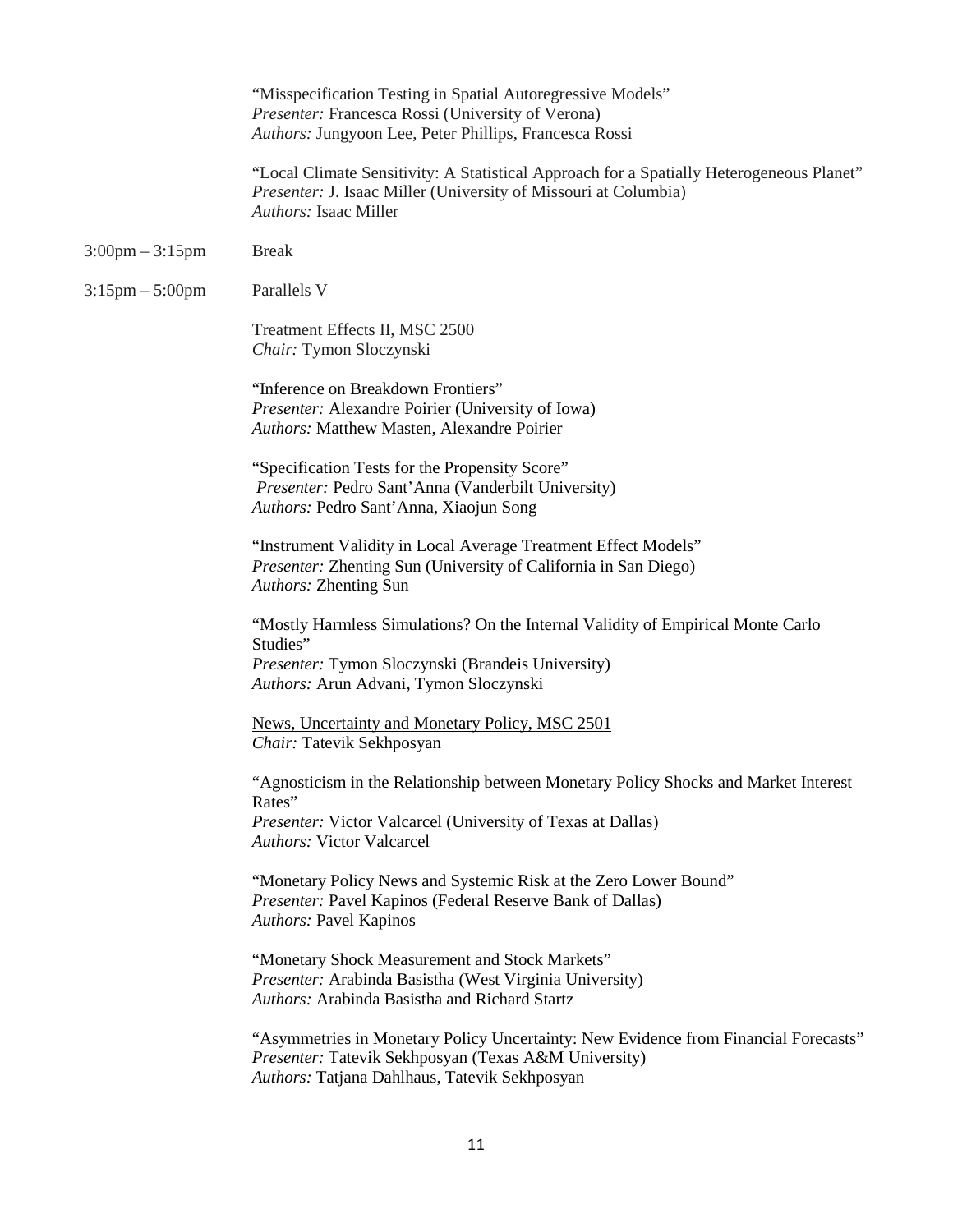"Misspecification Testing in Spatial Autoregressive Models"
*Presenter:* Francesca Rossi (University of Verona)
*Authors:* Jungyoon Lee, Peter Phillips, Francesca Rossi

"Local Climate Sensitivity: A Statistical Approach for a Spatially Heterogeneous Planet"
*Presenter:* J. Isaac Miller (University of Missouri at Columbia)
*Authors:* Isaac Miller

3:00pm – 3:15pm Break

3:15pm – 5:00pm Parallels V

<u>Treatment Effects II, MSC 2500</u>
*Chair:* Tymon Sloczynski

"Inference on Breakdown Frontiers"
*Presenter:* Alexandre Poirier (University of Iowa)
*Authors:* Matthew Masten, Alexandre Poirier

"Specification Tests for the Propensity Score"
*Presenter:* Pedro Sant'Anna (Vanderbilt University)
*Authors:* Pedro Sant'Anna, Xiaojun Song

"Instrument Validity in Local Average Treatment Effect Models"
*Presenter:* Zhenting Sun (University of California in San Diego)
*Authors:* Zhenting Sun

"Mostly Harmless Simulations? On the Internal Validity of Empirical Monte Carlo Studies"
*Presenter:* Tymon Sloczynski (Brandeis University)
*Authors:* Arun Advani, Tymon Sloczynski

<u>News, Uncertainty and Monetary Policy, MSC 2501</u>
*Chair:* Tatevik Sekhposyan

"Agnosticism in the Relationship between Monetary Policy Shocks and Market Interest Rates"
*Presenter:* Victor Valcarcel (University of Texas at Dallas)
*Authors:* Victor Valcarcel

"Monetary Policy News and Systemic Risk at the Zero Lower Bound"
*Presenter:* Pavel Kapinos (Federal Reserve Bank of Dallas)
*Authors:* Pavel Kapinos

"Monetary Shock Measurement and Stock Markets"
*Presenter:* Arabinda Basistha (West Virginia University)
*Authors:* Arabinda Basistha and Richard Startz

"Asymmetries in Monetary Policy Uncertainty: New Evidence from Financial Forecasts"
*Presenter:* Tatevik Sekhposyan (Texas A&M University)
*Authors:* Tatjana Dahlhaus, Tatevik Sekhposyan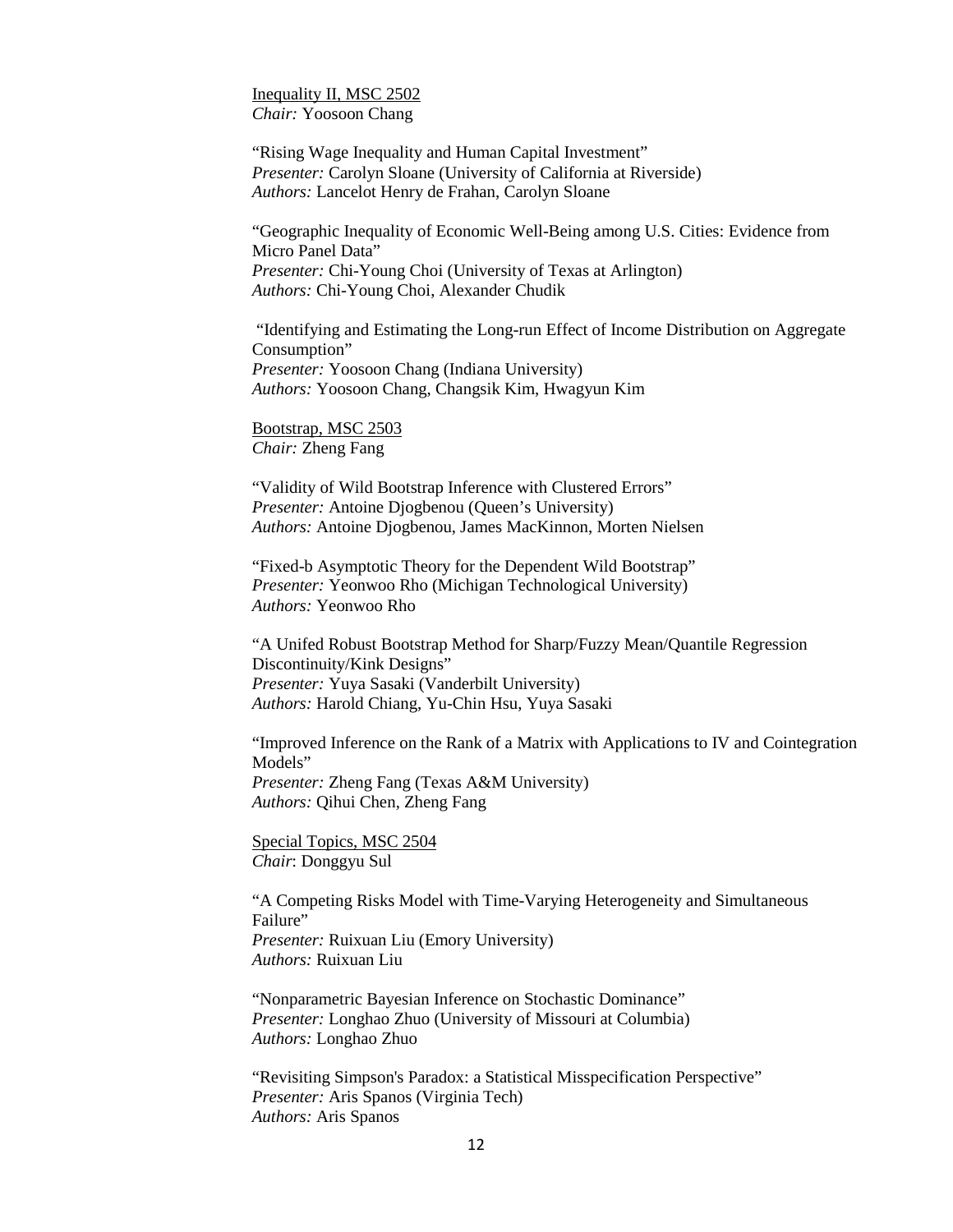<u>Inequality II, MSC 2502</u>
*Chair:* Yoosoon Chang

"Rising Wage Inequality and Human Capital Investment"
*Presenter:* Carolyn Sloane (University of California at Riverside)
*Authors:* Lancelot Henry de Frahan, Carolyn Sloane

"Geographic Inequality of Economic Well-Being among U.S. Cities: Evidence from Micro Panel Data"
*Presenter:* Chi-Young Choi (University of Texas at Arlington)
*Authors:* Chi-Young Choi, Alexander Chudik

"Identifying and Estimating the Long-run Effect of Income Distribution on Aggregate Consumption"
*Presenter:* Yoosoon Chang (Indiana University)
*Authors:* Yoosoon Chang, Changsik Kim, Hwagyun Kim

<u>Bootstrap, MSC 2503</u>
*Chair:* Zheng Fang

"Validity of Wild Bootstrap Inference with Clustered Errors"
*Presenter:* Antoine Djogbenou (Queen's University)
*Authors:* Antoine Djogbenou, James MacKinnon, Morten Nielsen

"Fixed-b Asymptotic Theory for the Dependent Wild Bootstrap"
*Presenter:* Yeonwoo Rho (Michigan Technological University)
*Authors:* Yeonwoo Rho

"A Unifed Robust Bootstrap Method for Sharp/Fuzzy Mean/Quantile Regression Discontinuity/Kink Designs"
*Presenter:* Yuya Sasaki (Vanderbilt University)
*Authors:* Harold Chiang, Yu-Chin Hsu, Yuya Sasaki

"Improved Inference on the Rank of a Matrix with Applications to IV and Cointegration Models"
*Presenter:* Zheng Fang (Texas A&M University)
*Authors:* Qihui Chen, Zheng Fang

<u>Special Topics, MSC 2504</u>
*Chair*: Donggyu Sul

"A Competing Risks Model with Time-Varying Heterogeneity and Simultaneous Failure"
*Presenter:* Ruixuan Liu (Emory University)
*Authors:* Ruixuan Liu

"Nonparametric Bayesian Inference on Stochastic Dominance"
*Presenter:* Longhao Zhuo (University of Missouri at Columbia)
*Authors:* Longhao Zhuo

"Revisiting Simpson's Paradox: a Statistical Misspecification Perspective"
*Presenter:* Aris Spanos (Virginia Tech)
*Authors:* Aris Spanos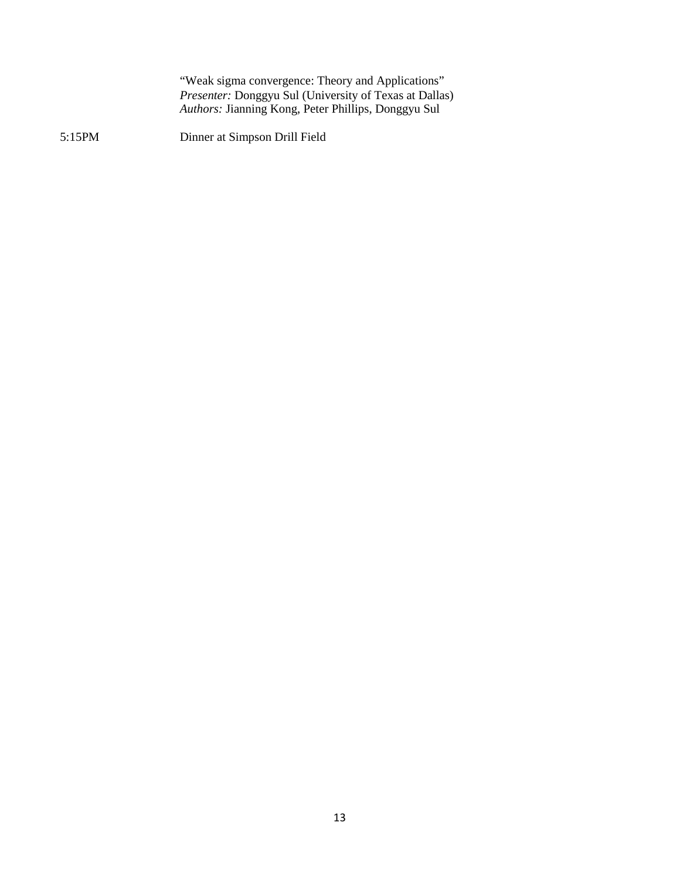"Weak sigma convergence: Theory and Applications"
*Presenter:* Donggyu Sul (University of Texas at Dallas)
*Authors:* Jianning Kong, Peter Phillips, Donggyu Sul

5:15PM Dinner at Simpson Drill Field